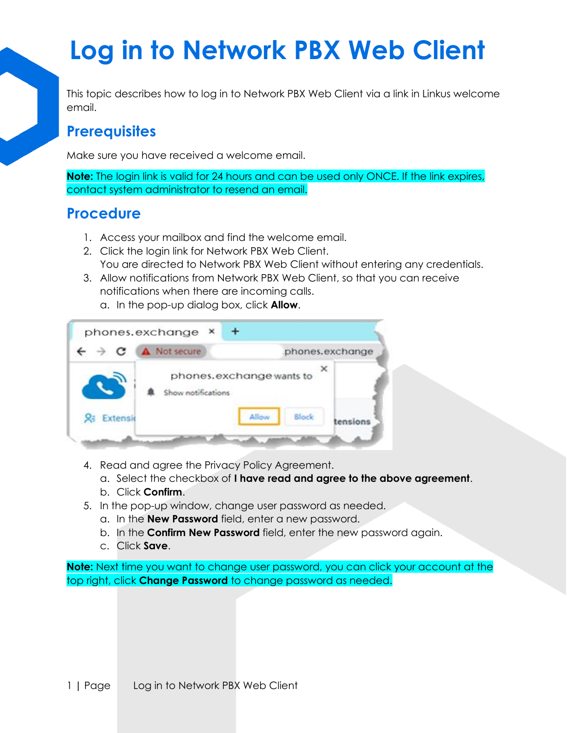# Log in to Network PBX Web Client

This topic describes how to log in to Network PBX Web Client via a link in Linkus welcome email.

## Prerequisites

Make sure you have received a welcome email.

**Note:** The login link is valid for 24 hours and can be used only ONCE. If the link expires, contact system administrator to resend an email.

## Procedure

1. Access your mailbox and find the welcome email.
2. Click the login link for Network PBX Web Client.
   You are directed to Network PBX Web Client without entering any credentials.
3. Allow notifications from Network PBX Web Client, so that you can receive notifications when there are incoming calls.
   a. In the pop-up dialog box, click **Allow**.
4. Read and agree the Privacy Policy Agreement.
   a. Select the checkbox of **I have read and agree to the above agreement**.
   b. Click **Confirm**.
5. In the pop-up window, change user password as needed.
   a. In the **New Password** field, enter a new password.
   b. In the **Confirm New Password** field, enter the new password again.
   c. Click **Save**.

**Note:** Next time you want to change user password, you can click your account at the top right, click **Change Password** to change password as needed.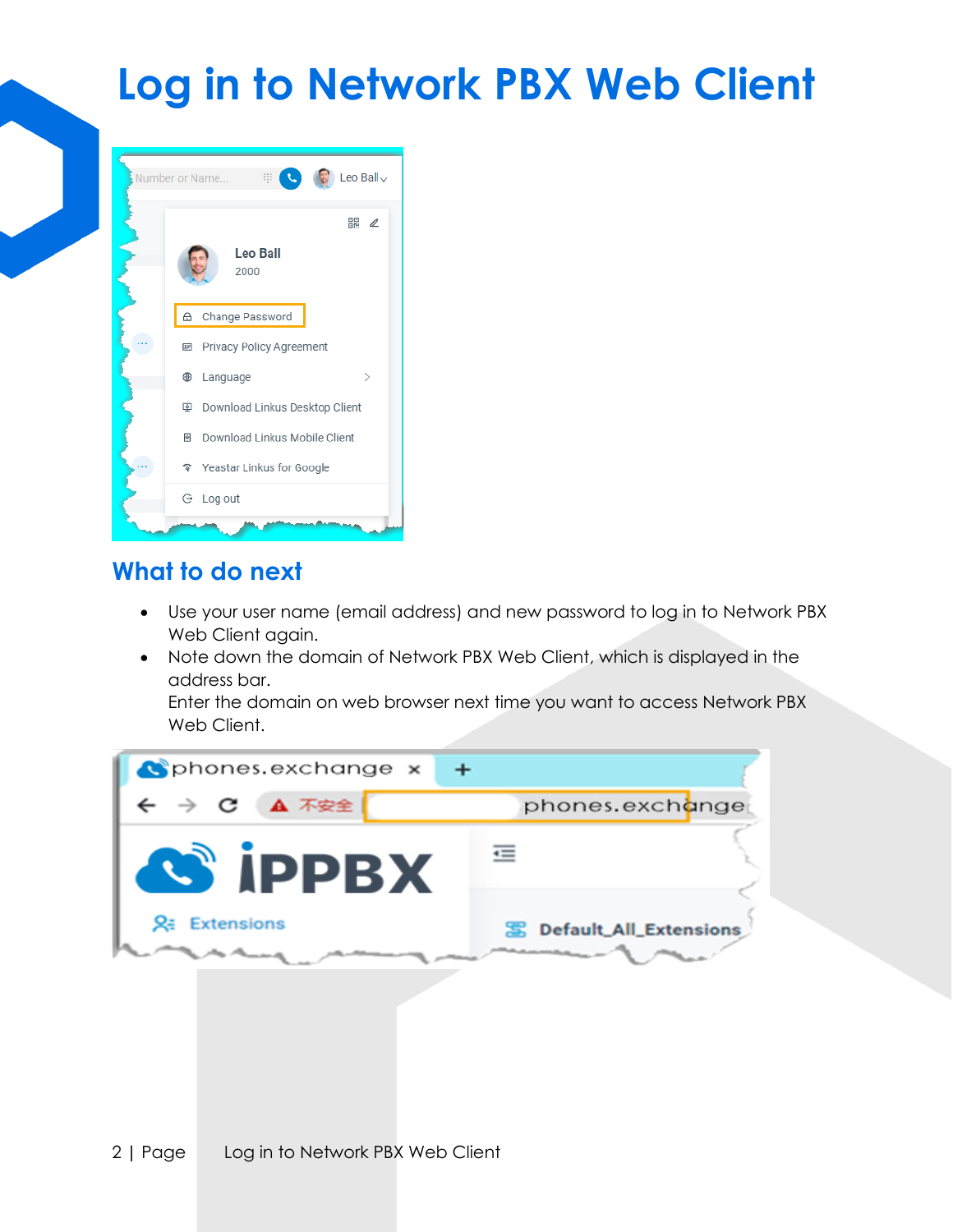# Log in to Network PBX Web Client

## What to do next

- Use your user name (email address) and new password to log in to Network PBX Web Client again.
- Note down the domain of Network PBX Web Client, which is displayed in the address bar.
  Enter the domain on web browser next time you want to access Network PBX Web Client.